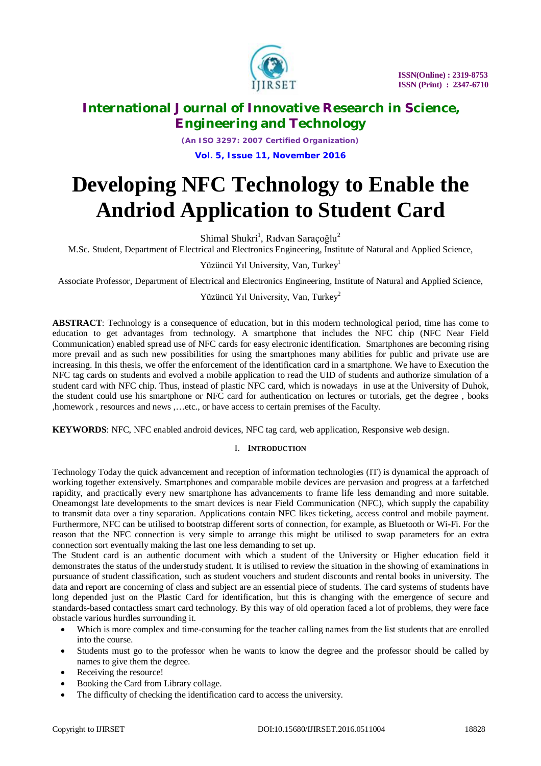# Developing NFC Technology to Enable the Andriod Application to Student Card

Shimal Shukri[1], Rıdvan Saraçoğlu[2]

M.Sc. Student, Department of Electrical and Electronics Engineering, Institute of Natural and Applied Science, Yüzüncü Yıl University, Van, Turkey[1]

Associate Professor, Department of Electrical and Electronics Engineering, Institute of Natural and Applied Science, Yüzüncü Yıl University, Van, Turkey[2]

**ABSTRACT**: Technology is a consequence of education, but in this modern technological period, time has come to education to get advantages from technology. A smartphone that includes the NFC chip (NFC Near Field Communication) enabled spread use of NFC cards for easy electronic identification. Smartphones are becoming rising more prevail and as such new possibilities for using the smartphones many abilities for public and private use are increasing. In this thesis, we offer the enforcement of the identification card in a smartphone. We have to Execution the NFC tag cards on students and evolved a mobile application to read the UID of students and authorize simulation of a student card with NFC chip. Thus, instead of plastic NFC card, which is nowadays in use at the University of Duhok, the student could use his smartphone or NFC card for authentication on lectures or tutorials, get the degree , books ,homework , resources and news ,…etc., or have access to certain premises of the Faculty.

**KEYWORDS**: NFC, NFC enabled android devices, NFC tag card, web application, Responsive web design.

## I. Introduction

Technology Today the quick advancement and reception of information technologies (IT) is dynamical the approach of working together extensively. Smartphones and comparable mobile devices are pervasion and progress at a farfetched rapidity, and practically every new smartphone has advancements to frame life less demanding and more suitable. Oneamongst late developments to the smart devices is near Field Communication (NFC), which supply the capability to transmit data over a tiny separation. Applications contain NFC likes ticketing, access control and mobile payment. Furthermore, NFC can be utilised to bootstrap different sorts of connection, for example, as Bluetooth or Wi-Fi. For the reason that the NFC connection is very simple to arrange this might be utilised to swap parameters for an extra connection sort eventually making the last one less demanding to set up.

The Student card is an authentic document with which a student of the University or Higher education field it demonstrates the status of the understudy student. It is utilised to review the situation in the showing of examinations in pursuance of student classification, such as student vouchers and student discounts and rental books in university. The data and report are concerning of class and subject are an essential piece of students. The card systems of students have long depended just on the Plastic Card for identification, but this is changing with the emergence of secure and standards-based contactless smart card technology. By this way of old operation faced a lot of problems, they were face obstacle various hurdles surrounding it.

- Which is more complex and time-consuming for the teacher calling names from the list students that are enrolled into the course.
- Students must go to the professor when he wants to know the degree and the professor should be called by names to give them the degree.
- Receiving the resource!
- Booking the Card from Library collage.
- The difficulty of checking the identification card to access the university.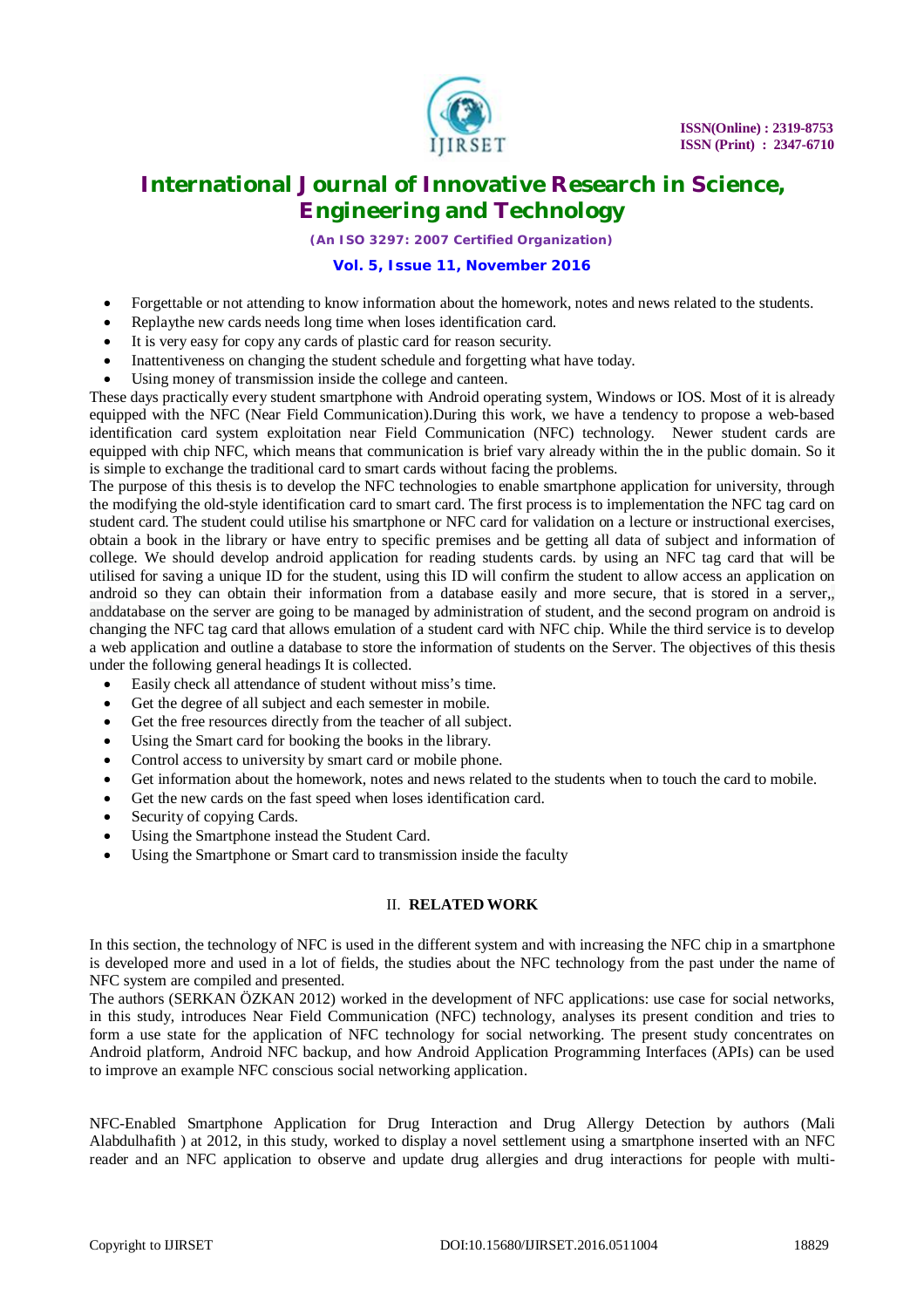- Forgettable or not attending to know information about the homework, notes and news related to the students.
- Replaythe new cards needs long time when loses identification card.
- It is very easy for copy any cards of plastic card for reason security.
- Inattentiveness on changing the student schedule and forgetting what have today.
- Using money of transmission inside the college and canteen.

These days practically every student smartphone with Android operating system, Windows or IOS. Most of it is already equipped with the NFC (Near Field Communication).During this work, we have a tendency to propose a web-based identification card system exploitation near Field Communication (NFC) technology. Newer student cards are equipped with chip NFC, which means that communication is brief vary already within the in the public domain. So it is simple to exchange the traditional card to smart cards without facing the problems.

The purpose of this thesis is to develop the NFC technologies to enable smartphone application for university, through the modifying the old-style identification card to smart card. The first process is to implementation the NFC tag card on student card. The student could utilise his smartphone or NFC card for validation on a lecture or instructional exercises, obtain a book in the library or have entry to specific premises and be getting all data of subject and information of college. We should develop android application for reading students cards. by using an NFC tag card that will be utilised for saving a unique ID for the student, using this ID will confirm the student to allow access an application on android so they can obtain their information from a database easily and more secure, that is stored in a server,, anddatabase on the server are going to be managed by administration of student, and the second program on android is changing the NFC tag card that allows emulation of a student card with NFC chip. While the third service is to develop a web application and outline a database to store the information of students on the Server. The objectives of this thesis under the following general headings It is collected.

- Easily check all attendance of student without miss's time.
- Get the degree of all subject and each semester in mobile.
- Get the free resources directly from the teacher of all subject.
- Using the Smart card for booking the books in the library.
- Control access to university by smart card or mobile phone.
- Get information about the homework, notes and news related to the students when to touch the card to mobile.
- Get the new cards on the fast speed when loses identification card.
- Security of copying Cards.
- Using the Smartphone instead the Student Card.
- Using the Smartphone or Smart card to transmission inside the faculty

## II. **RELATED WORK**

In this section, the technology of NFC is used in the different system and with increasing the NFC chip in a smartphone is developed more and used in a lot of fields, the studies about the NFC technology from the past under the name of NFC system are compiled and presented.

The authors (SERKAN ÖZKAN 2012) worked in the development of NFC applications: use case for social networks, in this study, introduces Near Field Communication (NFC) technology, analyses its present condition and tries to form a use state for the application of NFC technology for social networking. The present study concentrates on Android platform, Android NFC backup, and how Android Application Programming Interfaces (APIs) can be used to improve an example NFC conscious social networking application.

NFC-Enabled Smartphone Application for Drug Interaction and Drug Allergy Detection by authors (Mali Alabdulhafith ) at 2012, in this study, worked to display a novel settlement using a smartphone inserted with an NFC reader and an NFC application to observe and update drug allergies and drug interactions for people with multi-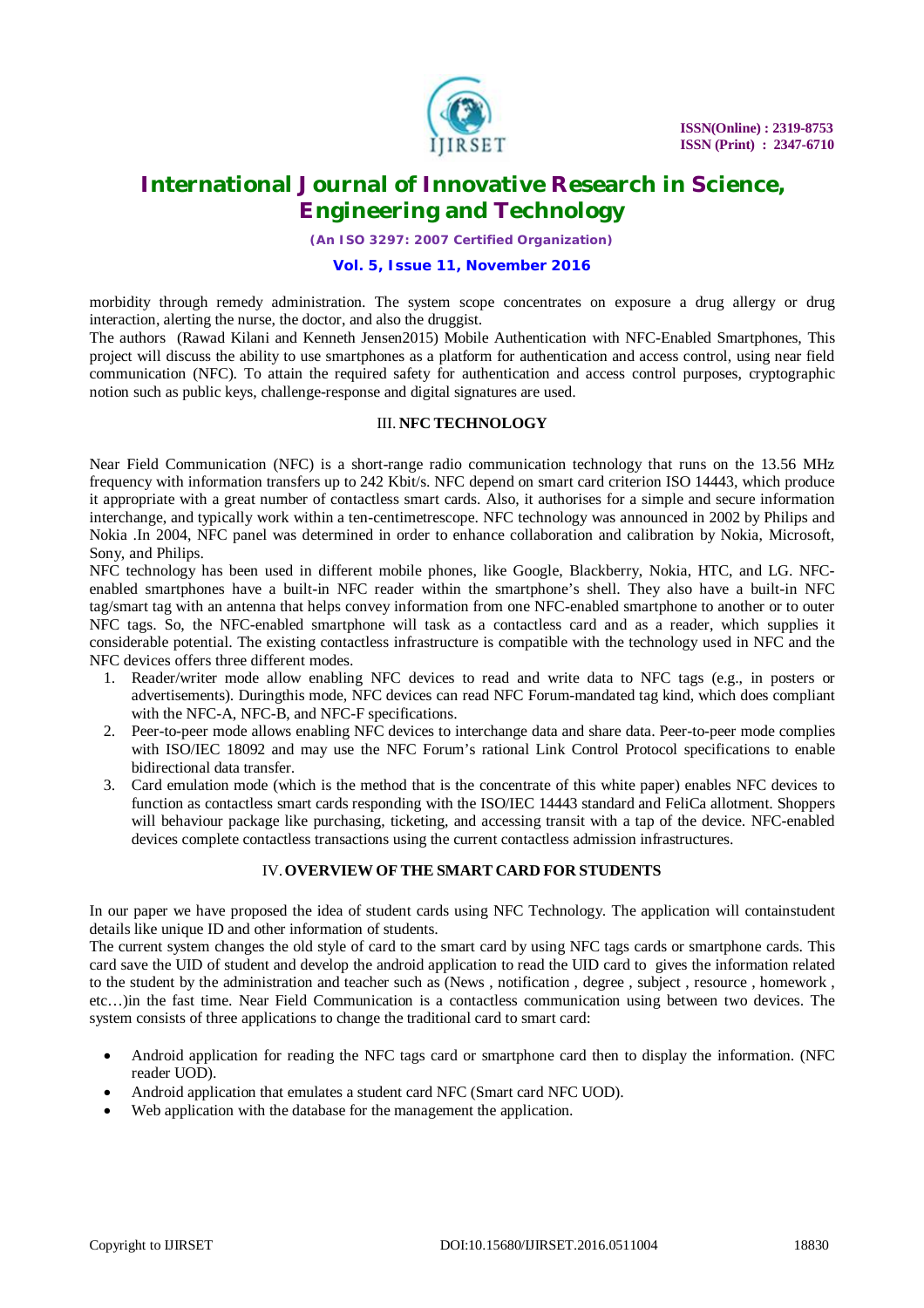morbidity through remedy administration. The system scope concentrates on exposure a drug allergy or drug interaction, alerting the nurse, the doctor, and also the druggist.

The authors (Rawad Kilani and Kenneth Jensen2015) Mobile Authentication with NFC-Enabled Smartphones, This project will discuss the ability to use smartphones as a platform for authentication and access control, using near field communication (NFC). To attain the required safety for authentication and access control purposes, cryptographic notion such as public keys, challenge-response and digital signatures are used.

## III. NFC TECHNOLOGY

Near Field Communication (NFC) is a short-range radio communication technology that runs on the 13.56 MHz frequency with information transfers up to 242 Kbit/s. NFC depend on smart card criterion ISO 14443, which produce it appropriate with a great number of contactless smart cards. Also, it authorises for a simple and secure information interchange, and typically work within a ten-centimetrescope. NFC technology was announced in 2002 by Philips and Nokia .In 2004, NFC panel was determined in order to enhance collaboration and calibration by Nokia, Microsoft, Sony, and Philips.

NFC technology has been used in different mobile phones, like Google, Blackberry, Nokia, HTC, and LG. NFC-enabled smartphones have a built-in NFC reader within the smartphone's shell. They also have a built-in NFC tag/smart tag with an antenna that helps convey information from one NFC-enabled smartphone to another or to outer NFC tags. So, the NFC-enabled smartphone will task as a contactless card and as a reader, which supplies it considerable potential. The existing contactless infrastructure is compatible with the technology used in NFC and the NFC devices offers three different modes.

1. Reader/writer mode allow enabling NFC devices to read and write data to NFC tags (e.g., in posters or advertisements). Duringthis mode, NFC devices can read NFC Forum-mandated tag kind, which does compliant with the NFC-A, NFC-B, and NFC-F specifications.
2. Peer-to-peer mode allows enabling NFC devices to interchange data and share data. Peer-to-peer mode complies with ISO/IEC 18092 and may use the NFC Forum's rational Link Control Protocol specifications to enable bidirectional data transfer.
3. Card emulation mode (which is the method that is the concentrate of this white paper) enables NFC devices to function as contactless smart cards responding with the ISO/IEC 14443 standard and FeliCa allotment. Shoppers will behaviour package like purchasing, ticketing, and accessing transit with a tap of the device. NFC-enabled devices complete contactless transactions using the current contactless admission infrastructures.

## IV. OVERVIEW OF THE SMART CARD FOR STUDENTS

In our paper we have proposed the idea of student cards using NFC Technology. The application will containstudent details like unique ID and other information of students.

The current system changes the old style of card to the smart card by using NFC tags cards or smartphone cards. This card save the UID of student and develop the android application to read the UID card to gives the information related to the student by the administration and teacher such as (News , notification , degree , subject , resource , homework , etc…)in the fast time. Near Field Communication is a contactless communication using between two devices. The system consists of three applications to change the traditional card to smart card:

- Android application for reading the NFC tags card or smartphone card then to display the information. (NFC reader UOD).
- Android application that emulates a student card NFC (Smart card NFC UOD).
- Web application with the database for the management the application.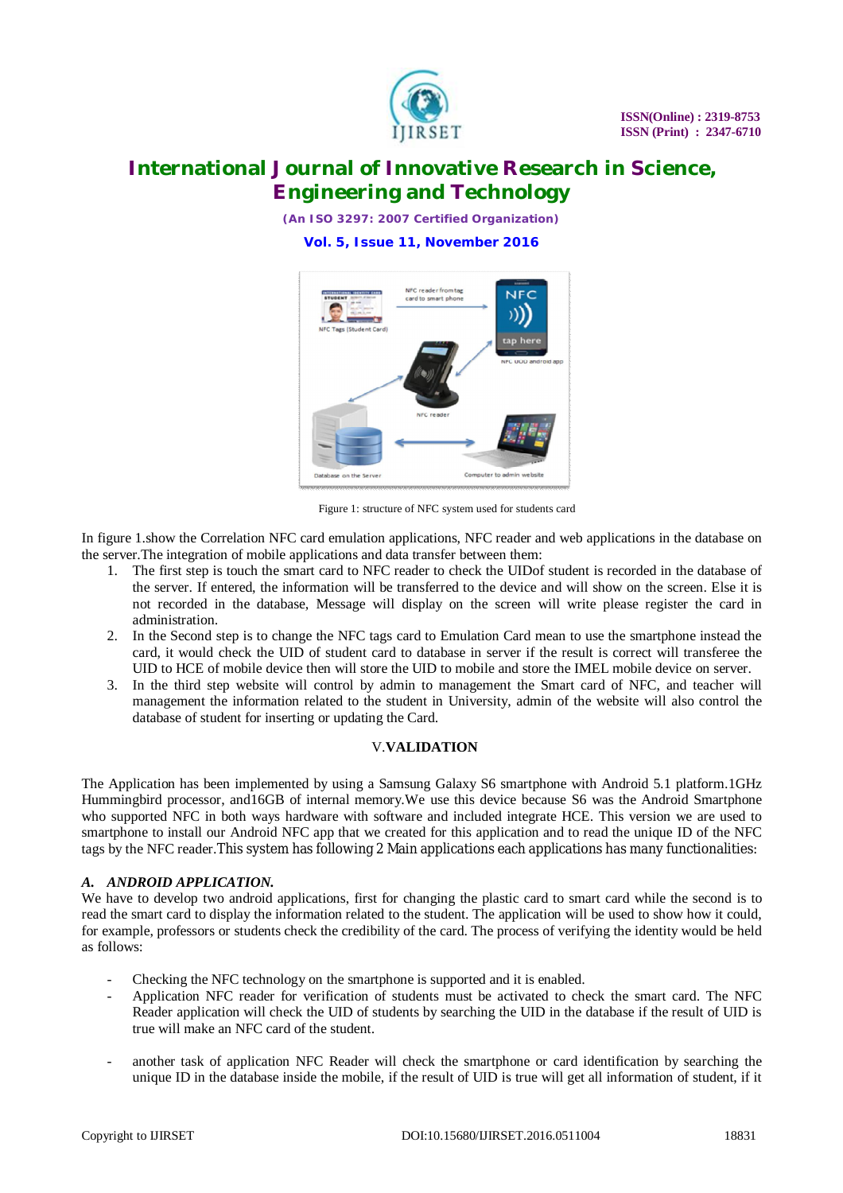Figure 1: structure of NFC system used for students card

In figure 1.show the Correlation NFC card emulation applications, NFC reader and web applications in the database on the server.The integration of mobile applications and data transfer between them:

1. The first step is touch the smart card to NFC reader to check the UIDof student is recorded in the database of the server. If entered, the information will be transferred to the device and will show on the screen. Else it is not recorded in the database, Message will display on the screen will write please register the card in administration.
2. In the Second step is to change the NFC tags card to Emulation Card mean to use the smartphone instead the card, it would check the UID of student card to database in server if the result is correct will transferee the UID to HCE of mobile device then will store the UID to mobile and store the IMEL mobile device on server.
3. In the third step website will control by admin to management the Smart card of NFC, and teacher will management the information related to the student in University, admin of the website will also control the database of student for inserting or updating the Card.

## V.VALIDATION

The Application has been implemented by using a Samsung Galaxy S6 smartphone with Android 5.1 platform.1GHz Hummingbird processor, and16GB of internal memory.We use this device because S6 was the Android Smartphone who supported NFC in both ways hardware with software and included integrate HCE. This version we are used to smartphone to install our Android NFC app that we created for this application and to read the unique ID of the NFC tags by the NFC reader.This system has following 2 Main applications each applications has many functionalities:

### *A. ANDROID APPLICATION.*

We have to develop two android applications, first for changing the plastic card to smart card while the second is to read the smart card to display the information related to the student. The application will be used to show how it could, for example, professors or students check the credibility of the card. The process of verifying the identity would be held as follows:

- Checking the NFC technology on the smartphone is supported and it is enabled.
- Application NFC reader for verification of students must be activated to check the smart card. The NFC Reader application will check the UID of students by searching the UID in the database if the result of UID is true will make an NFC card of the student.
- another task of application NFC Reader will check the smartphone or card identification by searching the unique ID in the database inside the mobile, if the result of UID is true will get all information of student, if it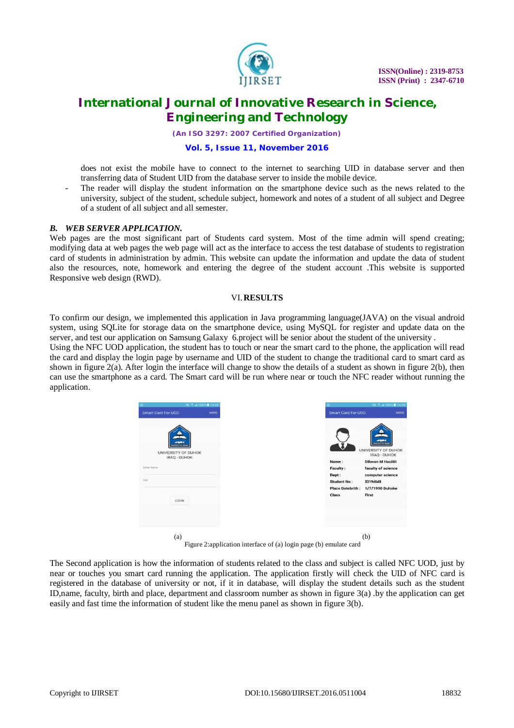does not exist the mobile have to connect to the internet to searching UID in database server and then transferring data of Student UID from the database server to inside the mobile device.

- The reader will display the student information on the smartphone device such as the news related to the university, subject of the student, schedule subject, homework and notes of a student of all subject and Degree of a student of all subject and all semester.

### *B. WEB SERVER APPLICATION.*

Web pages are the most significant part of Students card system. Most of the time admin will spend creating; modifying data at web pages the web page will act as the interface to access the test database of students to registration card of students in administration by admin. This website can update the information and update the data of student also the resources, note, homework and entering the degree of the student account .This website is supported Responsive web design (RWD).

## VI. RESULTS

To confirm our design, we implemented this application in Java programming language(JAVA) on the visual android system, using SQLite for storage data on the smartphone device, using MySQL for register and update data on the server, and test our application on Samsung Galaxy 6.project will be senior about the student of the university .

Using the NFC UOD application, the student has to touch or near the smart card to the phone, the application will read the card and display the login page by username and UID of the student to change the traditional card to smart card as shown in figure 2(a). After login the interface will change to show the details of a student as shown in figure 2(b), then can use the smartphone as a card. The Smart card will be run where near or touch the NFC reader without running the application.

(a) (b)

Figure 2:application interface of (a) login page (b) emulate card

The Second application is how the information of students related to the class and subject is called NFC UOD, just by near or touches you smart card running the application. The application firstly will check the UID of NFC card is registered in the database of university or not, if it in database, will display the student details such as the student ID,name, faculty, birth and place, department and classroom number as shown in figure 3(a) .by the application can get easily and fast time the information of student like the menu panel as shown in figure 3(b).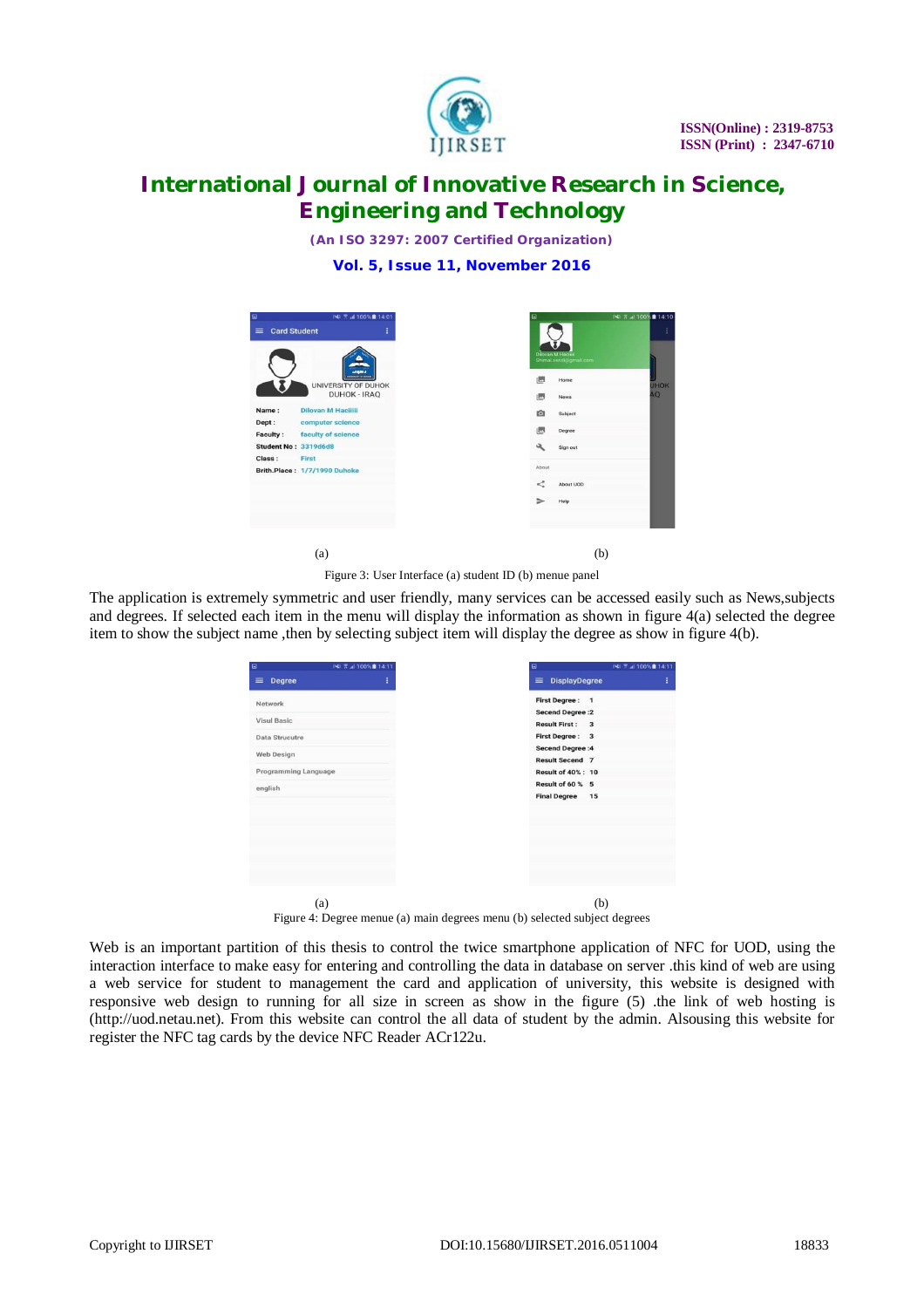(a) (b)

Figure 3: User Interface (a) student ID (b) menue panel

The application is extremely symmetric and user friendly, many services can be accessed easily such as News,subjects and degrees. If selected each item in the menu will display the information as shown in figure 4(a) selected the degree item to show the subject name ,then by selecting subject item will display the degree as show in figure 4(b).

(a) (b)

Figure 4: Degree menue (a) main degrees menu (b) selected subject degrees

Web is an important partition of this thesis to control the twice smartphone application of NFC for UOD, using the interaction interface to make easy for entering and controlling the data in database on server .this kind of web are using a web service for student to management the card and application of university, this website is designed with responsive web design to running for all size in screen as show in the figure (5) .the link of web hosting is (http://uod.netau.net). From this website can control the all data of student by the admin. Alsousing this website for register the NFC tag cards by the device NFC Reader ACr122u.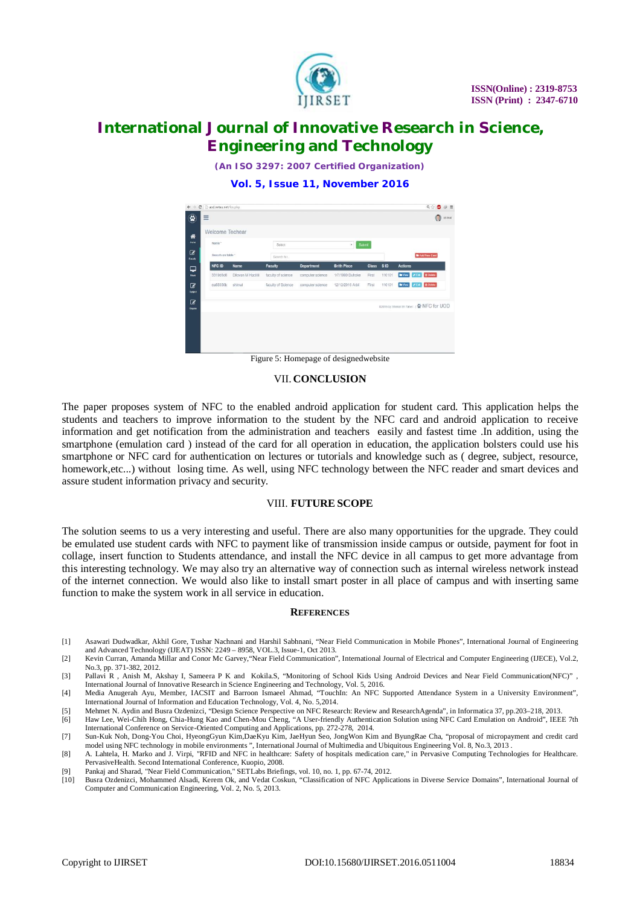Figure 5: Homepage of designedwebsite

## VII. CONCLUSION

The paper proposes system of NFC to the enabled android application for student card. This application helps the students and teachers to improve information to the student by the NFC card and android application to receive information and get notification from the administration and teachers easily and fastest time .In addition, using the smartphone (emulation card ) instead of the card for all operation in education, the application bolsters could use his smartphone or NFC card for authentication on lectures or tutorials and knowledge such as ( degree, subject, resource, homework,etc...) without losing time. As well, using NFC technology between the NFC reader and smart devices and assure student information privacy and security.

## VIII. FUTURE SCOPE

The solution seems to us a very interesting and useful. There are also many opportunities for the upgrade. They could be emulated use student cards with NFC to payment like of transmission inside campus or outside, payment for foot in collage, insert function to Students attendance, and install the NFC device in all campus to get more advantage from this interesting technology. We may also try an alternative way of connection such as internal wireless network instead of the internet connection. We would also like to install smart poster in all place of campus and with inserting same function to make the system work in all service in education.

## REFERENCES

[1] Asawari Dudwadkar, Akhil Gore, Tushar Nachnani and Harshil Sabhnani, "Near Field Communication in Mobile Phones", International Journal of Engineering and Advanced Technology (IJEAT) ISSN: 2249 – 8958, VOL.3, Issue-1, Oct 2013.

[2] Kevin Curran, Amanda Millar and Conor Mc Garvey,"Near Field Communication", International Journal of Electrical and Computer Engineering (IJECE), Vol.2, No.3, pp. 371-382, 2012.

[3] Pallavi R , Anish M, Akshay I, Sameera P K and Kokila.S, "Monitoring of School Kids Using Android Devices and Near Field Communication(NFC)" , International Journal of Innovative Research in Science Engineering and Technology, Vol. 5, 2016.

[4] Media Anugerah Ayu, Member, IACSIT and Barroon Ismaeel Ahmad, "TouchIn: An NFC Supported Attendance System in a University Environment", International Journal of Information and Education Technology, Vol. 4, No. 5,2014.

[5] Mehmet N. Aydin and Busra Ozdenizci, "Design Science Perspective on NFC Research: Review and ResearchAgenda", in Informatica 37, pp.203–218, 2013.

[6] Haw Lee, Wei-Chih Hong, Chia-Hung Kao and Chen-Mou Cheng, "A User-friendly Authentication Solution using NFC Card Emulation on Android", IEEE 7th International Conference on Service-Oriented Computing and Applications, pp. 272-278, 2014.

[7] Sun-Kuk Noh, Dong-You Choi, HyeongGyun Kim,DaeKyu Kim, JaeHyun Seo, JongWon Kim and ByungRae Cha, "proposal of micropayment and credit card model using NFC technology in mobile environments ", International Journal of Multimedia and Ubiquitous Engineering Vol. 8, No.3, 2013 .

[8] A. Lahtela, H. Marko and J. Virpi, "RFID and NFC in healthcare: Safety of hospitals medication care," in Pervasive Computing Technologies for Healthcare. PervasiveHealth. Second International Conference, Kuopio, 2008.

[9] Pankaj and Sharad, "Near Field Communication," SETLabs Briefings, vol. 10, no. 1, pp. 67-74, 2012.

[10] Busra Ozdenizci, Mohammed Alsadi, Kerem Ok, and Vedat Coskun, "Classification of NFC Applications in Diverse Service Domains", International Journal of Computer and Communication Engineering, Vol. 2, No. 5, 2013.